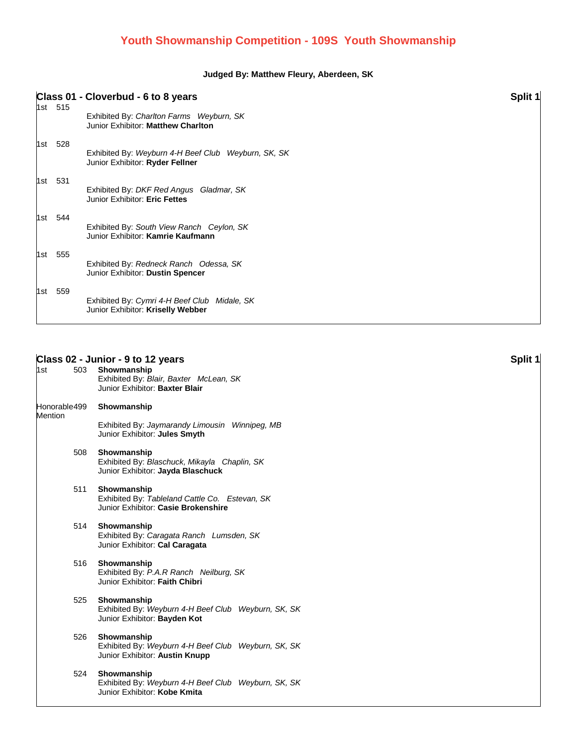# Youth Showmanship Competition - 109S Youth Showmanship

**Judged By: Matthew Fleury, Aberdeen, SK**

## Class 01 - Cloverbud - 6 to 8 years

Split 1

1st 515
Exhibited By: *Charlton Farms Weyburn, SK*
Junior Exhibitor: **Matthew Charlton**

1st 528
Exhibited By: *Weyburn 4-H Beef Club Weyburn, SK, SK*
Junior Exhibitor: **Ryder Fellner**

1st 531
Exhibited By: *DKF Red Angus Gladmar, SK*
Junior Exhibitor: **Eric Fettes**

1st 544
Exhibited By: *South View Ranch Ceylon, SK*
Junior Exhibitor: **Kamrie Kaufmann**

1st 555
Exhibited By: *Redneck Ranch Odessa, SK*
Junior Exhibitor: **Dustin Spencer**

1st 559
Exhibited By: *Cymri 4-H Beef Club Midale, SK*
Junior Exhibitor: **Kriselly Webber**

## Class 02 - Junior - 9 to 12 years

Split 1

1st 503 **Showmanship**
Exhibited By: *Blair, Baxter McLean, SK*
Junior Exhibitor: **Baxter Blair**

Honorable Mention 499 **Showmanship**
Exhibited By: *Jaymarandy Limousin Winnipeg, MB*
Junior Exhibitor: **Jules Smyth**

508 **Showmanship**
Exhibited By: *Blaschuck, Mikayla Chaplin, SK*
Junior Exhibitor: **Jayda Blaschuck**

511 **Showmanship**
Exhibited By: *Tableland Cattle Co. Estevan, SK*
Junior Exhibitor: **Casie Brokenshire**

514 **Showmanship**
Exhibited By: *Caragata Ranch Lumsden, SK*
Junior Exhibitor: **Cal Caragata**

516 **Showmanship**
Exhibited By: *P.A.R Ranch Neilburg, SK*
Junior Exhibitor: **Faith Chibri**

525 **Showmanship**
Exhibited By: *Weyburn 4-H Beef Club Weyburn, SK, SK*
Junior Exhibitor: **Bayden Kot**

526 **Showmanship**
Exhibited By: *Weyburn 4-H Beef Club Weyburn, SK, SK*
Junior Exhibitor: **Austin Knupp**

524 **Showmanship**
Exhibited By: *Weyburn 4-H Beef Club Weyburn, SK, SK*
Junior Exhibitor: **Kobe Kmita**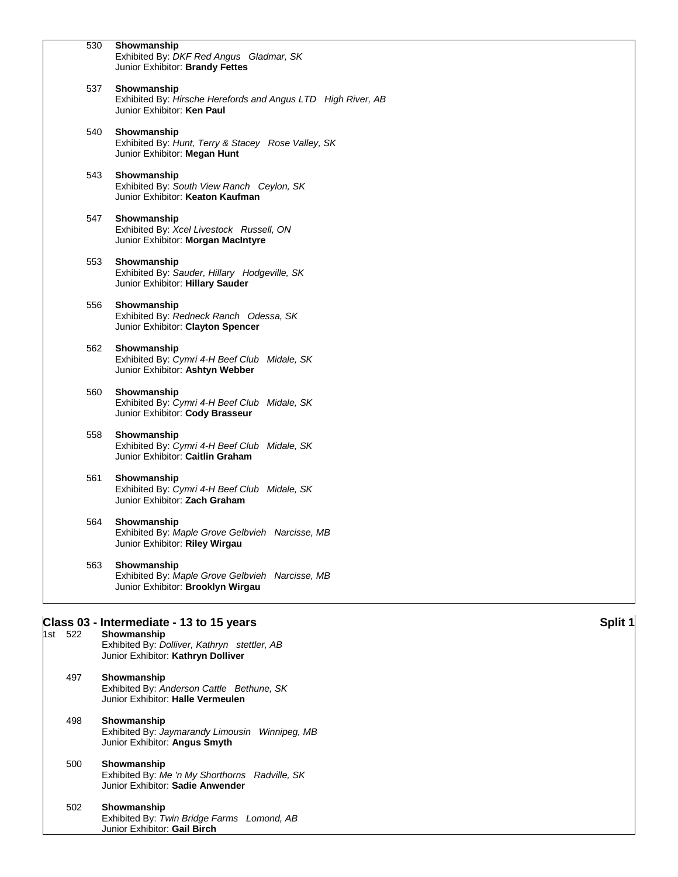530 **Showmanship**
Exhibited By: *DKF Red Angus Gladmar, SK*
Junior Exhibitor: **Brandy Fettes**

537 **Showmanship**
Exhibited By: *Hirsche Herefords and Angus LTD High River, AB*
Junior Exhibitor: **Ken Paul**

540 **Showmanship**
Exhibited By: *Hunt, Terry & Stacey Rose Valley, SK*
Junior Exhibitor: **Megan Hunt**

543 **Showmanship**
Exhibited By: *South View Ranch Ceylon, SK*
Junior Exhibitor: **Keaton Kaufman**

547 **Showmanship**
Exhibited By: *Xcel Livestock Russell, ON*
Junior Exhibitor: **Morgan MacIntyre**

553 **Showmanship**
Exhibited By: *Sauder, Hillary Hodgeville, SK*
Junior Exhibitor: **Hillary Sauder**

556 **Showmanship**
Exhibited By: *Redneck Ranch Odessa, SK*
Junior Exhibitor: **Clayton Spencer**

562 **Showmanship**
Exhibited By: *Cymri 4-H Beef Club Midale, SK*
Junior Exhibitor: **Ashtyn Webber**

560 **Showmanship**
Exhibited By: *Cymri 4-H Beef Club Midale, SK*
Junior Exhibitor: **Cody Brasseur**

558 **Showmanship**
Exhibited By: *Cymri 4-H Beef Club Midale, SK*
Junior Exhibitor: **Caitlin Graham**

561 **Showmanship**
Exhibited By: *Cymri 4-H Beef Club Midale, SK*
Junior Exhibitor: **Zach Graham**

564 **Showmanship**
Exhibited By: *Maple Grove Gelbvieh Narcisse, MB*
Junior Exhibitor: **Riley Wirgau**

563 **Showmanship**
Exhibited By: *Maple Grove Gelbvieh Narcisse, MB*
Junior Exhibitor: **Brooklyn Wirgau**

## Class 03 - Intermediate - 13 to 15 years — Split 1

1st 522 **Showmanship**
Exhibited By: *Dolliver, Kathryn stettler, AB*
Junior Exhibitor: **Kathryn Dolliver**

497 **Showmanship**
Exhibited By: *Anderson Cattle Bethune, SK*
Junior Exhibitor: **Halle Vermeulen**

498 **Showmanship**
Exhibited By: *Jaymarandy Limousin Winnipeg, MB*
Junior Exhibitor: **Angus Smyth**

500 **Showmanship**
Exhibited By: *Me 'n My Shorthorns Radville, SK*
Junior Exhibitor: **Sadie Anwender**

502 **Showmanship**
Exhibited By: *Twin Bridge Farms Lomond, AB*
Junior Exhibitor: **Gail Birch**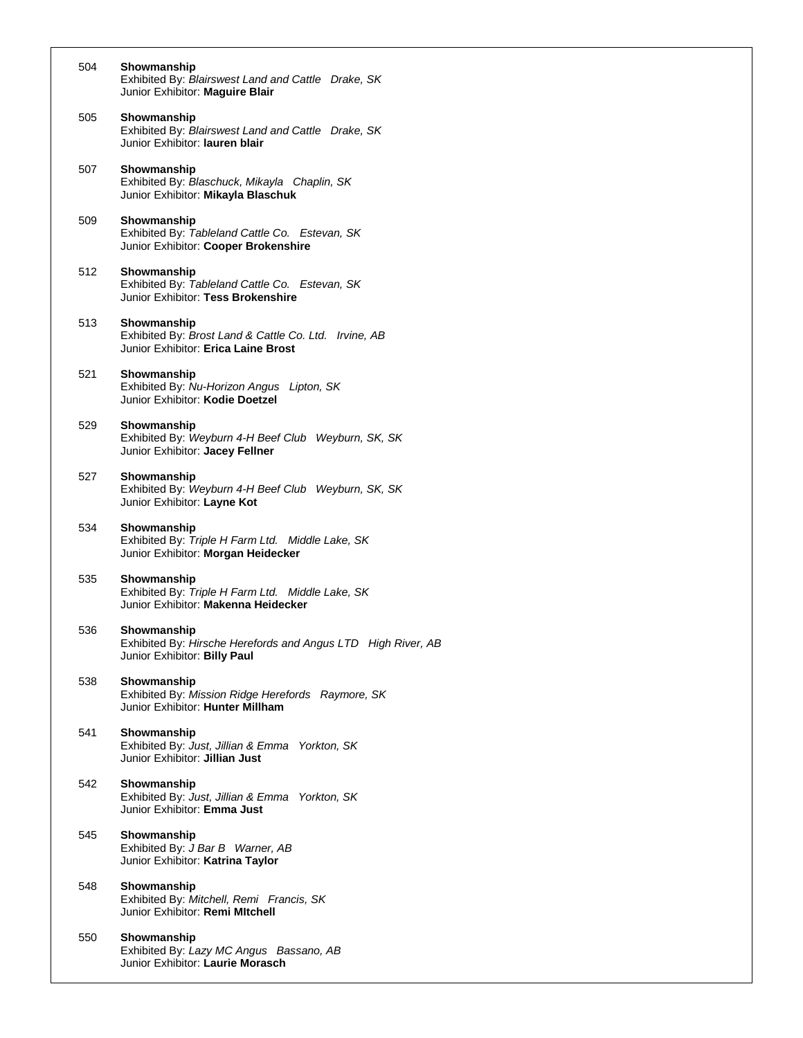504 **Showmanship**
Exhibited By: *Blairswest Land and Cattle   Drake, SK*
Junior Exhibitor: **Maguire Blair**

505 **Showmanship**
Exhibited By: *Blairswest Land and Cattle   Drake, SK*
Junior Exhibitor: **lauren blair**

507 **Showmanship**
Exhibited By: *Blaschuck, Mikayla   Chaplin, SK*
Junior Exhibitor: **Mikayla Blaschuk**

509 **Showmanship**
Exhibited By: *Tableland Cattle Co.   Estevan, SK*
Junior Exhibitor: **Cooper Brokenshire**

512 **Showmanship**
Exhibited By: *Tableland Cattle Co.   Estevan, SK*
Junior Exhibitor: **Tess Brokenshire**

513 **Showmanship**
Exhibited By: *Brost Land & Cattle Co. Ltd.   Irvine, AB*
Junior Exhibitor: **Erica Laine Brost**

521 **Showmanship**
Exhibited By: *Nu-Horizon Angus   Lipton, SK*
Junior Exhibitor: **Kodie Doetzel**

529 **Showmanship**
Exhibited By: *Weyburn 4-H Beef Club   Weyburn, SK, SK*
Junior Exhibitor: **Jacey Fellner**

527 **Showmanship**
Exhibited By: *Weyburn 4-H Beef Club   Weyburn, SK, SK*
Junior Exhibitor: **Layne Kot**

534 **Showmanship**
Exhibited By: *Triple H Farm Ltd.   Middle Lake, SK*
Junior Exhibitor: **Morgan Heidecker**

535 **Showmanship**
Exhibited By: *Triple H Farm Ltd.   Middle Lake, SK*
Junior Exhibitor: **Makenna Heidecker**

536 **Showmanship**
Exhibited By: *Hirsche Herefords and Angus LTD   High River, AB*
Junior Exhibitor: **Billy Paul**

538 **Showmanship**
Exhibited By: *Mission Ridge Herefords   Raymore, SK*
Junior Exhibitor: **Hunter Millham**

541 **Showmanship**
Exhibited By: *Just, Jillian & Emma   Yorkton, SK*
Junior Exhibitor: **Jillian Just**

542 **Showmanship**
Exhibited By: *Just, Jillian & Emma   Yorkton, SK*
Junior Exhibitor: **Emma Just**

545 **Showmanship**
Exhibited By: *J Bar B   Warner, AB*
Junior Exhibitor: **Katrina Taylor**

548 **Showmanship**
Exhibited By: *Mitchell, Remi   Francis, SK*
Junior Exhibitor: **Remi MItchell**

550 **Showmanship**
Exhibited By: *Lazy MC Angus   Bassano, AB*
Junior Exhibitor: **Laurie Morasch**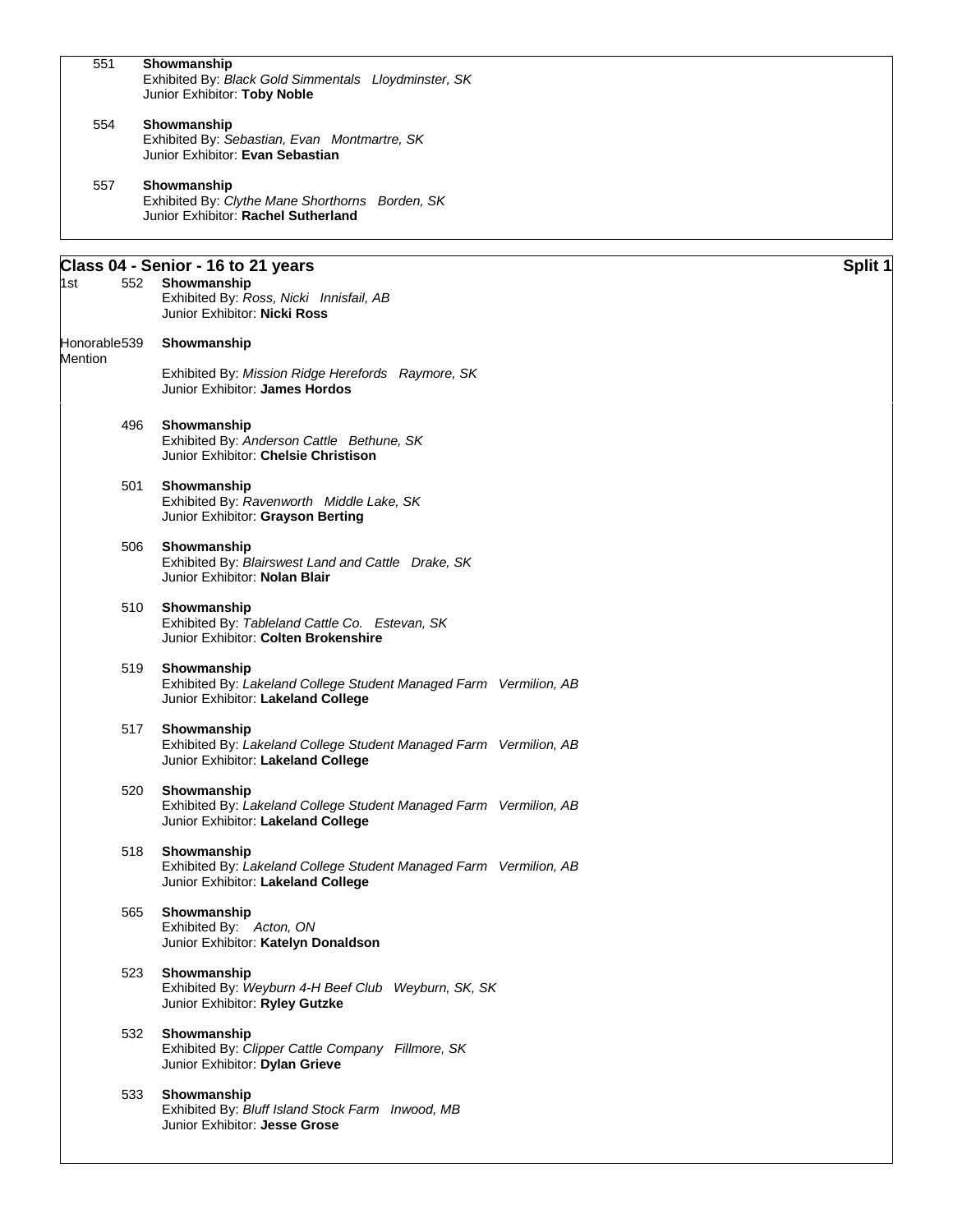551 **Showmanship**
Exhibited By: *Black Gold Simmentals   Lloydminster, SK*
Junior Exhibitor: **Toby Noble**

554 **Showmanship**
Exhibited By: *Sebastian, Evan   Montmartre, SK*
Junior Exhibitor: **Evan Sebastian**

557 **Showmanship**
Exhibited By: *Clythe Mane Shorthorns   Borden, SK*
Junior Exhibitor: **Rachel Sutherland**

## Class 04 - Senior - 16 to 21 years

**Split 1**

1st 552 **Showmanship**
Exhibited By: *Ross, Nicki   Innisfail, AB*
Junior Exhibitor: **Nicki Ross**

Honorable Mention 539 **Showmanship**
Exhibited By: *Mission Ridge Herefords   Raymore, SK*
Junior Exhibitor: **James Hordos**

496 **Showmanship**
Exhibited By: *Anderson Cattle   Bethune, SK*
Junior Exhibitor: **Chelsie Christison**

501 **Showmanship**
Exhibited By: *Ravenworth   Middle Lake, SK*
Junior Exhibitor: **Grayson Berting**

506 **Showmanship**
Exhibited By: *Blairswest Land and Cattle   Drake, SK*
Junior Exhibitor: **Nolan Blair**

510 **Showmanship**
Exhibited By: *Tableland Cattle Co.   Estevan, SK*
Junior Exhibitor: **Colten Brokenshire**

519 **Showmanship**
Exhibited By: *Lakeland College Student Managed Farm   Vermilion, AB*
Junior Exhibitor: **Lakeland College**

517 **Showmanship**
Exhibited By: *Lakeland College Student Managed Farm   Vermilion, AB*
Junior Exhibitor: **Lakeland College**

520 **Showmanship**
Exhibited By: *Lakeland College Student Managed Farm   Vermilion, AB*
Junior Exhibitor: **Lakeland College**

518 **Showmanship**
Exhibited By: *Lakeland College Student Managed Farm   Vermilion, AB*
Junior Exhibitor: **Lakeland College**

565 **Showmanship**
Exhibited By: *Acton, ON*
Junior Exhibitor: **Katelyn Donaldson**

523 **Showmanship**
Exhibited By: *Weyburn 4-H Beef Club   Weyburn, SK, SK*
Junior Exhibitor: **Ryley Gutzke**

532 **Showmanship**
Exhibited By: *Clipper Cattle Company   Fillmore, SK*
Junior Exhibitor: **Dylan Grieve**

533 **Showmanship**
Exhibited By: *Bluff Island Stock Farm   Inwood, MB*
Junior Exhibitor: **Jesse Grose**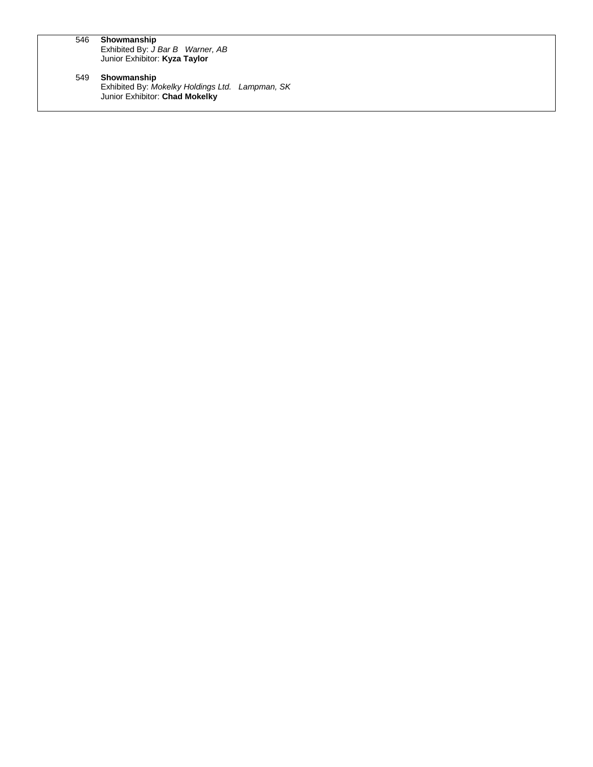546 **Showmanship**
Exhibited By: *J Bar B   Warner, AB*
Junior Exhibitor: **Kyza Taylor**

549 **Showmanship**
Exhibited By: *Mokelky Holdings Ltd.   Lampman, SK*
Junior Exhibitor: **Chad Mokelky**